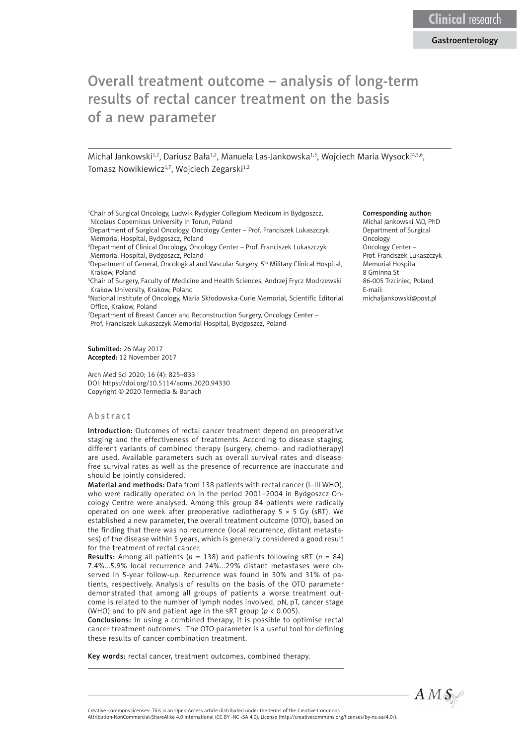Clinical research

Gastroenterology

# Overall treatment outcome – analysis of long-term results of rectal cancer treatment on the basis of a new parameter

Michal Jankowski[1,2], Dariusz Bała[1,2], Manuela Las-Jankowska[1,3], Wojciech Maria Wysocki[4,5,6], Tomasz Nowikiewicz[1,7], Wojciech Zegarski[1,2]

[1]Chair of Surgical Oncology, Ludwik Rydygier Collegium Medicum in Bydgoszcz, Nicolaus Copernicus University in Torun, Poland
[2]Department of Surgical Oncology, Oncology Center – Prof. Franciszek Lukaszczyk Memorial Hospital, Bydgoszcz, Poland
[3]Department of Clinical Oncology, Oncology Center – Prof. Franciszek Lukaszczyk Memorial Hospital, Bydgoszcz, Poland
[4]Department of General, Oncological and Vascular Surgery, 5th Military Clinical Hospital, Krakow, Poland
[5]Chair of Surgery, Faculty of Medicine and Health Sciences, Andrzej Frycz Modrzewski Krakow University, Krakow, Poland
[6]National Institute of Oncology, Maria Skłodowska-Curie Memorial, Scientific Editorial Office, Krakow, Poland
[7]Department of Breast Cancer and Reconstruction Surgery, Oncology Center – Prof. Franciszek Lukaszczyk Memorial Hospital, Bydgoszcz, Poland

**Corresponding author:**
Michal Jankowski MD, PhD
Department of Surgical Oncology
Oncology Center – Prof. Franciszek Lukaszczyk Memorial Hospital
8 Gminna St
86-005 Trzciniec, Poland
E-mail: michaljankowski@post.pl

**Submitted:** 26 May 2017
**Accepted:** 12 November 2017

Arch Med Sci 2020; 16 (4): 825–833
DOI: https://doi.org/10.5114/aoms.2020.94330
Copyright © 2020 Termedia & Banach

## Abstract

**Introduction:** Outcomes of rectal cancer treatment depend on preoperative staging and the effectiveness of treatments. According to disease staging, different variants of combined therapy (surgery, chemo- and radiotherapy) are used. Available parameters such as overall survival rates and disease-free survival rates as well as the presence of recurrence are inaccurate and should be jointly considered.

**Material and methods:** Data from 138 patients with rectal cancer (I–III WHO), who were radically operated on in the period 2001–2004 in Bydgoszcz Oncology Centre were analysed. Among this group 84 patients were radically operated on one week after preoperative radiotherapy 5 × 5 Gy (sRT). We established a new parameter, the overall treatment outcome (OTO), based on the finding that there was no recurrence (local recurrence, distant metastases) of the disease within 5 years, which is generally considered a good result for the treatment of rectal cancer.

**Results:** Among all patients ($n$ = 138) and patients following sRT ($n$ = 84) 7.4%...5.9% local recurrence and 24%...29% distant metastases were observed in 5-year follow-up. Recurrence was found in 30% and 31% of patients, respectively. Analysis of results on the basis of the OTO parameter demonstrated that among all groups of patients a worse treatment outcome is related to the number of lymph nodes involved, pN, pT, cancer stage (WHO) and to pN and patient age in the sRT group ($p$ < 0.005).

**Conclusions:** In using a combined therapy, it is possible to optimise rectal cancer treatment outcomes. The OTO parameter is a useful tool for defining these results of cancer combination treatment.

**Key words:** rectal cancer, treatment outcomes, combined therapy.

Creative Commons licenses: This is an Open Access article distributed under the terms of the Creative Commons Attribution-NonCommercial-ShareAlike 4.0 International (CC BY -NC -SA 4.0). License (http://creativecommons.org/licenses/by-nc-sa/4.0/).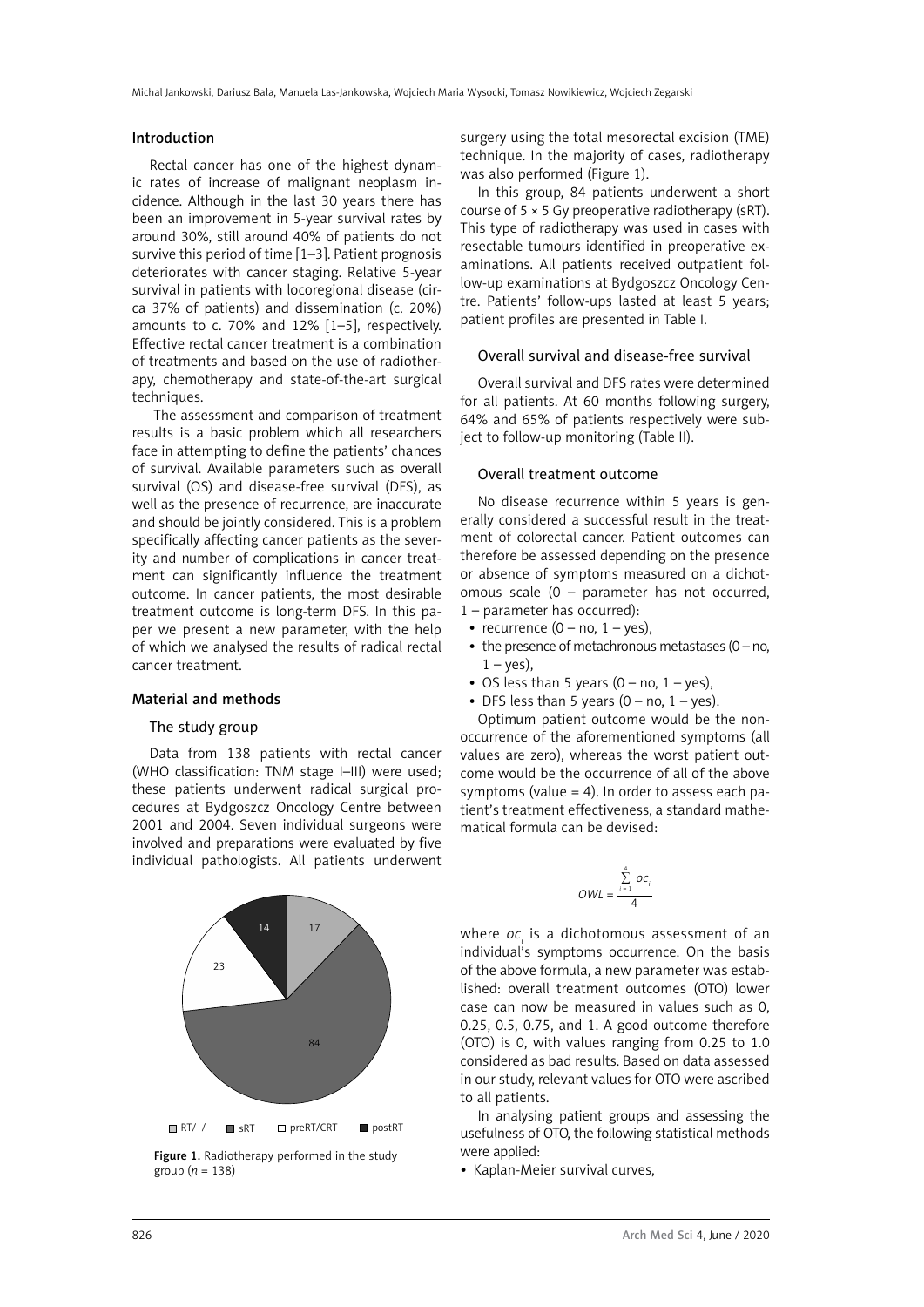## Introduction

Rectal cancer has one of the highest dynamic rates of increase of malignant neoplasm incidence. Although in the last 30 years there has been an improvement in 5-year survival rates by around 30%, still around 40% of patients do not survive this period of time [1–3]. Patient prognosis deteriorates with cancer staging. Relative 5-year survival in patients with locoregional disease (circa 37% of patients) and dissemination (c. 20%) amounts to c. 70% and 12% [1–5], respectively. Effective rectal cancer treatment is a combination of treatments and based on the use of radiotherapy, chemotherapy and state-of-the-art surgical techniques.

The assessment and comparison of treatment results is a basic problem which all researchers face in attempting to define the patients' chances of survival. Available parameters such as overall survival (OS) and disease-free survival (DFS), as well as the presence of recurrence, are inaccurate and should be jointly considered. This is a problem specifically affecting cancer patients as the severity and number of complications in cancer treatment can significantly influence the treatment outcome. In cancer patients, the most desirable treatment outcome is long-term DFS. In this paper we present a new parameter, with the help of which we analysed the results of radical rectal cancer treatment.

## Material and methods

### The study group

Data from 138 patients with rectal cancer (WHO classification: TNM stage I–III) were used; these patients underwent radical surgical procedures at Bydgoszcz Oncology Centre between 2001 and 2004. Seven individual surgeons were involved and preparations were evaluated by five individual pathologists. All patients underwent surgery using the total mesorectal excision (TME) technique. In the majority of cases, radiotherapy was also performed (Figure 1).

Figure 1. Radiotherapy performed in the study group ($n$ = 138)

In this group, 84 patients underwent a short course of 5 × 5 Gy preoperative radiotherapy (sRT). This type of radiotherapy was used in cases with resectable tumours identified in preoperative examinations. All patients received outpatient follow-up examinations at Bydgoszcz Oncology Centre. Patients' follow-ups lasted at least 5 years; patient profiles are presented in Table I.

### Overall survival and disease-free survival

Overall survival and DFS rates were determined for all patients. At 60 months following surgery, 64% and 65% of patients respectively were subject to follow-up monitoring (Table II).

### Overall treatment outcome

No disease recurrence within 5 years is generally considered a successful result in the treatment of colorectal cancer. Patient outcomes can therefore be assessed depending on the presence or absence of symptoms measured on a dichotomous scale (0 – parameter has not occurred, 1 – parameter has occurred):

- recurrence (0 – no, 1 – yes),
- the presence of metachronous metastases (0 – no, 1 – yes),
- OS less than 5 years (0 – no, 1 – yes),
- DFS less than 5 years (0 – no, 1 – yes).

Optimum patient outcome would be the non-occurrence of the aforementioned symptoms (all values are zero), whereas the worst patient outcome would be the occurrence of all of the above symptoms (value = 4). In order to assess each patient's treatment effectiveness, a standard mathematical formula can be devised:

$$OWL = \frac{\sum_{i=1}^{4} oc_i}{4}$$

where $oc_i$ is a dichotomous assessment of an individual's symptoms occurrence. On the basis of the above formula, a new parameter was established: overall treatment outcomes (OTO) lower case can now be measured in values such as 0, 0.25, 0.5, 0.75, and 1. A good outcome therefore (OTO) is 0, with values ranging from 0.25 to 1.0 considered as bad results. Based on data assessed in our study, relevant values for OTO were ascribed to all patients.

In analysing patient groups and assessing the usefulness of OTO, the following statistical methods were applied:

- Kaplan-Meier survival curves,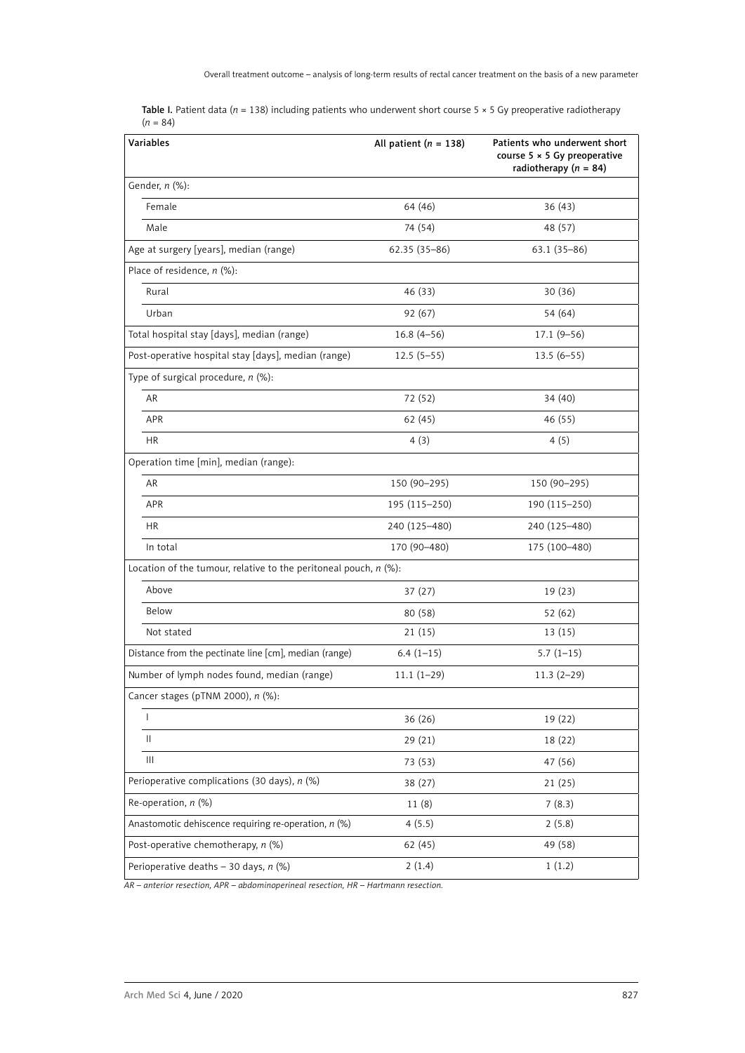**Table I.** Patient data ($n$ = 138) including patients who underwent short course 5 × 5 Gy preoperative radiotherapy ($n$ = 84)

| Variables | All patient ($n$ = 138) | Patients who underwent short course 5 × 5 Gy preoperative radiotherapy ($n$ = 84) |
|---|---|---|
| Gender, $n$ (%): | | |
| Female | 64 (46) | 36 (43) |
| Male | 74 (54) | 48 (57) |
| Age at surgery [years], median (range) | 62.35 (35–86) | 63.1 (35–86) |
| Place of residence, $n$ (%): | | |
| Rural | 46 (33) | 30 (36) |
| Urban | 92 (67) | 54 (64) |
| Total hospital stay [days], median (range) | 16.8 (4–56) | 17.1 (9–56) |
| Post-operative hospital stay [days], median (range) | 12.5 (5–55) | 13.5 (6–55) |
| Type of surgical procedure, $n$ (%): | | |
| AR | 72 (52) | 34 (40) |
| APR | 62 (45) | 46 (55) |
| HR | 4 (3) | 4 (5) |
| Operation time [min], median (range): | | |
| AR | 150 (90–295) | 150 (90–295) |
| APR | 195 (115–250) | 190 (115–250) |
| HR | 240 (125–480) | 240 (125–480) |
| In total | 170 (90–480) | 175 (100–480) |
| Location of the tumour, relative to the peritoneal pouch, $n$ (%): | | |
| Above | 37 (27) | 19 (23) |
| Below | 80 (58) | 52 (62) |
| Not stated | 21 (15) | 13 (15) |
| Distance from the pectinate line [cm], median (range) | 6.4 (1–15) | 5.7 (1–15) |
| Number of lymph nodes found, median (range) | 11.1 (1–29) | 11.3 (2–29) |
| Cancer stages (pTNM 2000), $n$ (%): | | |
| I | 36 (26) | 19 (22) |
| II | 29 (21) | 18 (22) |
| III | 73 (53) | 47 (56) |
| Perioperative complications (30 days), $n$ (%) | 38 (27) | 21 (25) |
| Re-operation, $n$ (%) | 11 (8) | 7 (8.3) |
| Anastomotic dehiscence requiring re-operation, $n$ (%) | 4 (5.5) | 2 (5.8) |
| Post-operative chemotherapy, $n$ (%) | 62 (45) | 49 (58) |
| Perioperative deaths – 30 days, $n$ (%) | 2 (1.4) | 1 (1.2) |

*AR – anterior resection, APR – abdominoperineal resection, HR – Hartmann resection.*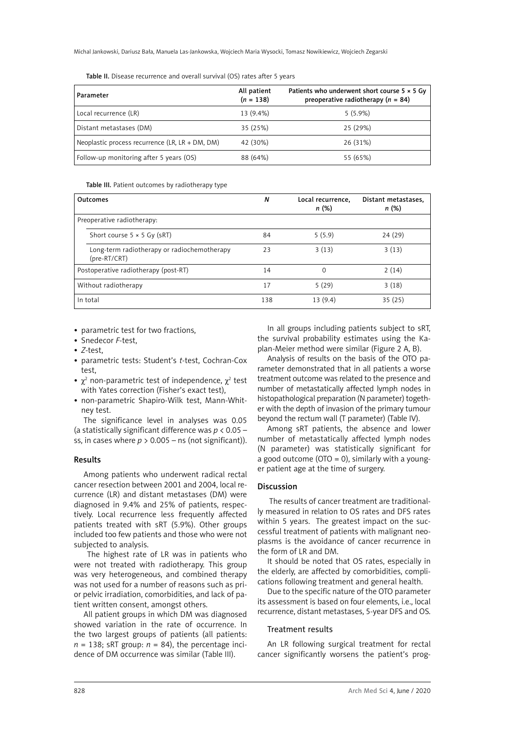Table II. Disease recurrence and overall survival (OS) rates after 5 years

| Parameter | All patient ($n$ = 138) | Patients who underwent short course 5 × 5 Gy preoperative radiotherapy ($n$ = 84) |
|---|---|---|
| Local recurrence (LR) | 13 (9.4%) | 5 (5.9%) |
| Distant metastases (DM) | 35 (25%) | 25 (29%) |
| Neoplastic process recurrence (LR, LR + DM, DM) | 42 (30%) | 26 (31%) |
| Follow-up monitoring after 5 years (OS) | 88 (64%) | 55 (65%) |

Table III. Patient outcomes by radiotherapy type

| Outcomes | *N* | Local recurrence, *n* (%) | Distant metastases, *n* (%) |
|---|---|---|---|
| Preoperative radiotherapy: | | | |
| Short course 5 × 5 Gy (sRT) | 84 | 5 (5.9) | 24 (29) |
| Long-term radiotherapy or radiochemotherapy (pre-RT/CRT) | 23 | 3 (13) | 3 (13) |
| Postoperative radiotherapy (post-RT) | 14 | 0 | 2 (14) |
| Without radiotherapy | 17 | 5 (29) | 3 (18) |
| In total | 138 | 13 (9.4) | 35 (25) |

- parametric test for two fractions,
- Snedecor *F*-test,
- *Z*-test,
- parametric tests: Student's *t*-test, Cochran-Cox test,
- $\chi^2$ non-parametric test of independence, $\chi^2$ test with Yates correction (Fisher's exact test),
- non-parametric Shapiro-Wilk test, Mann-Whitney test.

The significance level in analyses was 0.05 (a statistically significant difference was $p < 0.05$ – ss, in cases where $p > 0.005$ – ns (not significant)).

## Results

Among patients who underwent radical rectal cancer resection between 2001 and 2004, local recurrence (LR) and distant metastases (DM) were diagnosed in 9.4% and 25% of patients, respectively. Local recurrence less frequently affected patients treated with sRT (5.9%). Other groups included too few patients and those who were not subjected to analysis.

The highest rate of LR was in patients who were not treated with radiotherapy. This group was very heterogeneous, and combined therapy was not used for a number of reasons such as prior pelvic irradiation, comorbidities, and lack of patient written consent, amongst others.

All patient groups in which DM was diagnosed showed variation in the rate of occurrence. In the two largest groups of patients (all patients: $n$ = 138; sRT group: $n$ = 84), the percentage incidence of DM occurrence was similar (Table III).

In all groups including patients subject to sRT, the survival probability estimates using the Kaplan-Meier method were similar (Figure 2 A, B).

Analysis of results on the basis of the OTO parameter demonstrated that in all patients a worse treatment outcome was related to the presence and number of metastatically affected lymph nodes in histopathological preparation (N parameter) together with the depth of invasion of the primary tumour beyond the rectum wall (T parameter) (Table IV).

Among sRT patients, the absence and lower number of metastatically affected lymph nodes (N parameter) was statistically significant for a good outcome (OTO = 0), similarly with a younger patient age at the time of surgery.

## Discussion

The results of cancer treatment are traditionally measured in relation to OS rates and DFS rates within 5 years. The greatest impact on the successful treatment of patients with malignant neoplasms is the avoidance of cancer recurrence in the form of LR and DM.

It should be noted that OS rates, especially in the elderly, are affected by comorbidities, complications following treatment and general health.

Due to the specific nature of the OTO parameter its assessment is based on four elements, i.e., local recurrence, distant metastases, 5-year DFS and OS.

### Treatment results

An LR following surgical treatment for rectal cancer significantly worsens the patient's prog-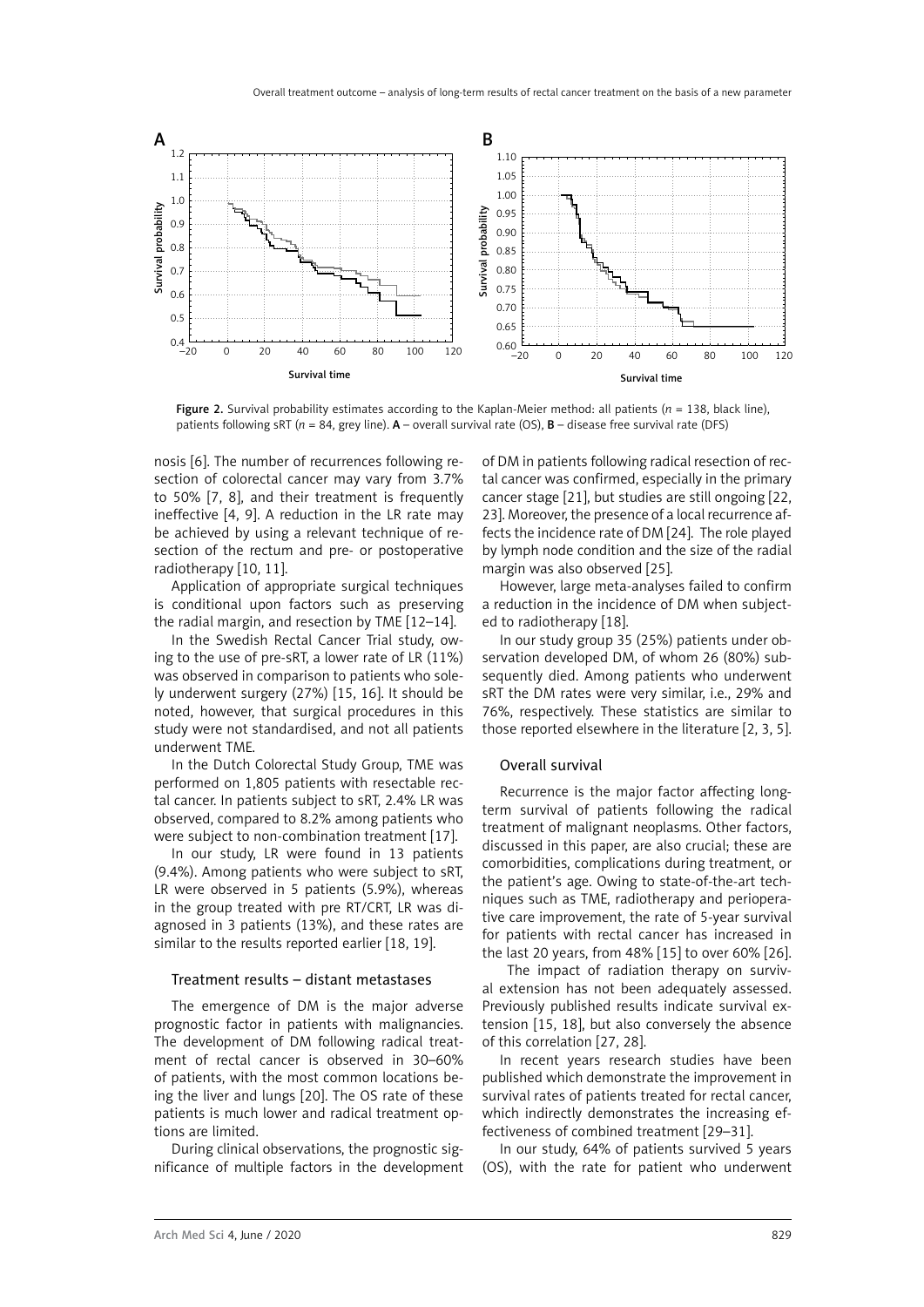Figure 2. Survival probability estimates according to the Kaplan-Meier method: all patients ($n$ = 138, black line), patients following sRT ($n$ = 84, grey line). **A** – overall survival rate (OS), **B** – disease free survival rate (DFS)

nosis [6]. The number of recurrences following resection of colorectal cancer may vary from 3.7% to 50% [7, 8], and their treatment is frequently ineffective [4, 9]. A reduction in the LR rate may be achieved by using a relevant technique of resection of the rectum and pre- or postoperative radiotherapy [10, 11].

Application of appropriate surgical techniques is conditional upon factors such as preserving the radial margin, and resection by TME [12–14].

In the Swedish Rectal Cancer Trial study, owing to the use of pre-sRT, a lower rate of LR (11%) was observed in comparison to patients who solely underwent surgery (27%) [15, 16]. It should be noted, however, that surgical procedures in this study were not standardised, and not all patients underwent TME.

In the Dutch Colorectal Study Group, TME was performed on 1,805 patients with resectable rectal cancer. In patients subject to sRT, 2.4% LR was observed, compared to 8.2% among patients who were subject to non-combination treatment [17].

In our study, LR were found in 13 patients (9.4%). Among patients who were subject to sRT, LR were observed in 5 patients (5.9%), whereas in the group treated with pre RT/CRT, LR was diagnosed in 3 patients (13%), and these rates are similar to the results reported earlier [18, 19].

### Treatment results – distant metastases

The emergence of DM is the major adverse prognostic factor in patients with malignancies. The development of DM following radical treatment of rectal cancer is observed in 30–60% of patients, with the most common locations being the liver and lungs [20]. The OS rate of these patients is much lower and radical treatment options are limited.

During clinical observations, the prognostic significance of multiple factors in the development of DM in patients following radical resection of rectal cancer was confirmed, especially in the primary cancer stage [21], but studies are still ongoing [22, 23]. Moreover, the presence of a local recurrence affects the incidence rate of DM [24]. The role played by lymph node condition and the size of the radial margin was also observed [25].

However, large meta-analyses failed to confirm a reduction in the incidence of DM when subjected to radiotherapy [18].

In our study group 35 (25%) patients under observation developed DM, of whom 26 (80%) subsequently died. Among patients who underwent sRT the DM rates were very similar, i.e., 29% and 76%, respectively. These statistics are similar to those reported elsewhere in the literature [2, 3, 5].

### Overall survival

Recurrence is the major factor affecting long-term survival of patients following the radical treatment of malignant neoplasms. Other factors, discussed in this paper, are also crucial; these are comorbidities, complications during treatment, or the patient's age. Owing to state-of-the-art techniques such as TME, radiotherapy and perioperative care improvement, the rate of 5-year survival for patients with rectal cancer has increased in the last 20 years, from 48% [15] to over 60% [26].

The impact of radiation therapy on survival extension has not been adequately assessed. Previously published results indicate survival extension [15, 18], but also conversely the absence of this correlation [27, 28].

In recent years research studies have been published which demonstrate the improvement in survival rates of patients treated for rectal cancer, which indirectly demonstrates the increasing effectiveness of combined treatment [29–31].

In our study, 64% of patients survived 5 years (OS), with the rate for patient who underwent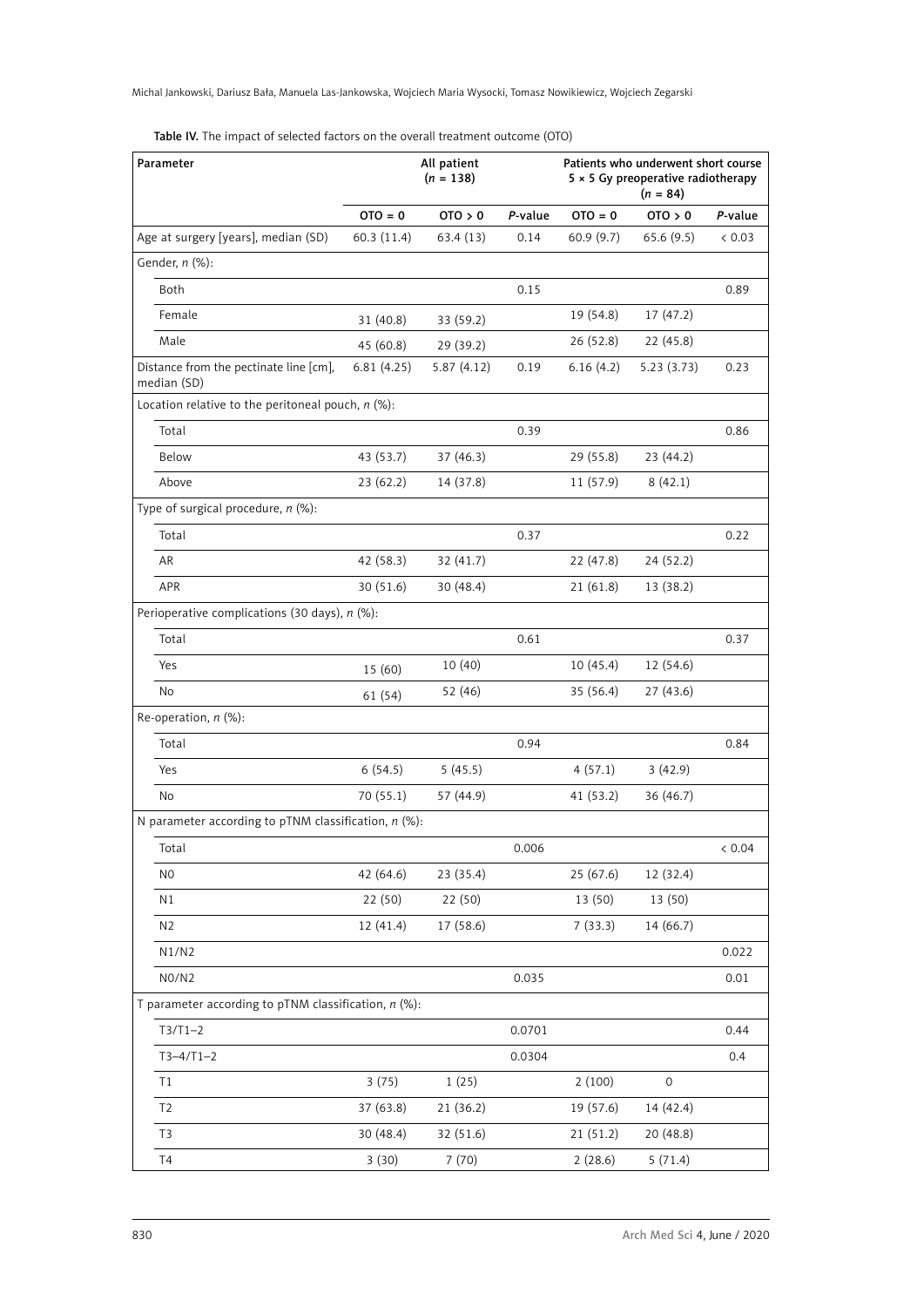**Table IV.** The impact of selected factors on the overall treatment outcome (OTO)

| Parameter | All patient ($n$ = 138) | | | Patients who underwent short course 5 × 5 Gy preoperative radiotherapy ($n$ = 84) | | |
|---|---|---|---|---|---|---|
| | OTO = 0 | OTO > 0 | *P*-value | OTO = 0 | OTO > 0 | *P*-value |
| Age at surgery [years], median (SD) | 60.3 (11.4) | 63.4 (13) | 0.14 | 60.9 (9.7) | 65.6 (9.5) | < 0.03 |
| Gender, *n* (%): | | | | | | |
| Both | | | 0.15 | | | 0.89 |
| Female | 31 (40.8) | 33 (59.2) | | 19 (54.8) | 17 (47.2) | |
| Male | 45 (60.8) | 29 (39.2) | | 26 (52.8) | 22 (45.8) | |
| Distance from the pectinate line [cm], median (SD) | 6.81 (4.25) | 5.87 (4.12) | 0.19 | 6.16 (4.2) | 5.23 (3.73) | 0.23 |
| Location relative to the peritoneal pouch, *n* (%): | | | | | | |
| Total | | | 0.39 | | | 0.86 |
| Below | 43 (53.7) | 37 (46.3) | | 29 (55.8) | 23 (44.2) | |
| Above | 23 (62.2) | 14 (37.8) | | 11 (57.9) | 8 (42.1) | |
| Type of surgical procedure, *n* (%): | | | | | | |
| Total | | | 0.37 | | | 0.22 |
| AR | 42 (58.3) | 32 (41.7) | | 22 (47.8) | 24 (52.2) | |
| APR | 30 (51.6) | 30 (48.4) | | 21 (61.8) | 13 (38.2) | |
| Perioperative complications (30 days), *n* (%): | | | | | | |
| Total | | | 0.61 | | | 0.37 |
| Yes | 15 (60) | 10 (40) | | 10 (45.4) | 12 (54.6) | |
| No | 61 (54) | 52 (46) | | 35 (56.4) | 27 (43.6) | |
| Re-operation, *n* (%): | | | | | | |
| Total | | | 0.94 | | | 0.84 |
| Yes | 6 (54.5) | 5 (45.5) | | 4 (57.1) | 3 (42.9) | |
| No | 70 (55.1) | 57 (44.9) | | 41 (53.2) | 36 (46.7) | |
| N parameter according to pTNM classification, *n* (%): | | | | | | |
| Total | | | 0.006 | | | < 0.04 |
| N0 | 42 (64.6) | 23 (35.4) | | 25 (67.6) | 12 (32.4) | |
| N1 | 22 (50) | 22 (50) | | 13 (50) | 13 (50) | |
| N2 | 12 (41.4) | 17 (58.6) | | 7 (33.3) | 14 (66.7) | |
| N1/N2 | | | | | | 0.022 |
| N0/N2 | | | 0.035 | | | 0.01 |
| T parameter according to pTNM classification, *n* (%): | | | | | | |
| T3/T1–2 | | | 0.0701 | | | 0.44 |
| T3–4/T1–2 | | | 0.0304 | | | 0.4 |
| T1 | 3 (75) | 1 (25) | | 2 (100) | 0 | |
| T2 | 37 (63.8) | 21 (36.2) | | 19 (57.6) | 14 (42.4) | |
| T3 | 30 (48.4) | 32 (51.6) | | 21 (51.2) | 20 (48.8) | |
| T4 | 3 (30) | 7 (70) | | 2 (28.6) | 5 (71.4) | |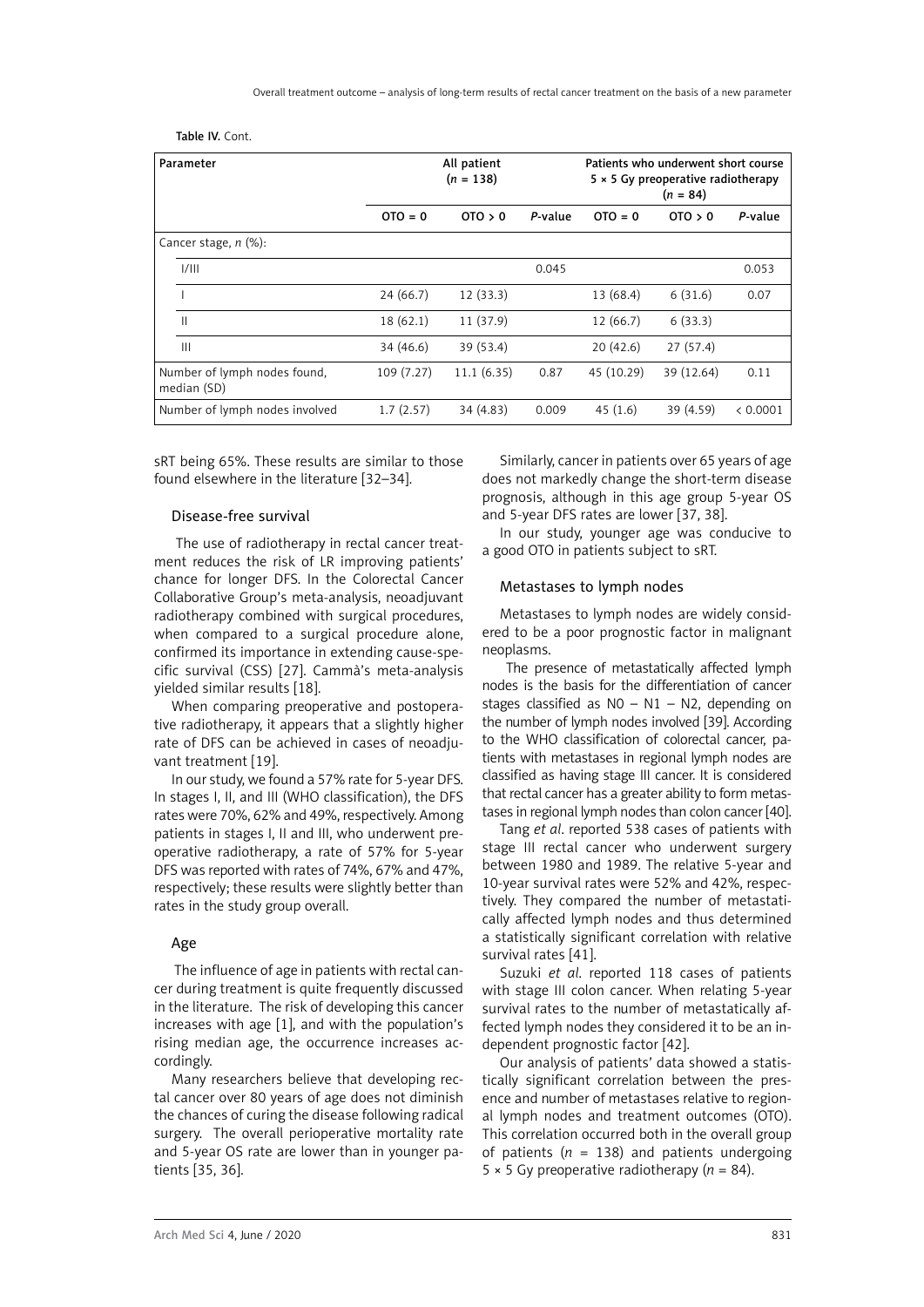Table IV. Cont.

| Parameter | All patient ($n$ = 138) | | | Patients who underwent short course 5 × 5 Gy preoperative radiotherapy ($n$ = 84) | | |
|---|---|---|---|---|---|---|
| | OTO = 0 | OTO > 0 | P-value | OTO = 0 | OTO > 0 | P-value |
| Cancer stage, $n$ (%): | | | | | | |
| I/III | | | 0.045 | | | 0.053 |
| I | 24 (66.7) | 12 (33.3) | | 13 (68.4) | 6 (31.6) | 0.07 |
| II | 18 (62.1) | 11 (37.9) | | 12 (66.7) | 6 (33.3) | |
| III | 34 (46.6) | 39 (53.4) | | 20 (42.6) | 27 (57.4) | |
| Number of lymph nodes found, median (SD) | 109 (7.27) | 11.1 (6.35) | 0.87 | 45 (10.29) | 39 (12.64) | 0.11 |
| Number of lymph nodes involved | 1.7 (2.57) | 34 (4.83) | 0.009 | 45 (1.6) | 39 (4.59) | < 0.0001 |

sRT being 65%. These results are similar to those found elsewhere in the literature [32–34].

### Disease-free survival

The use of radiotherapy in rectal cancer treatment reduces the risk of LR improving patients' chance for longer DFS. In the Colorectal Cancer Collaborative Group's meta-analysis, neoadjuvant radiotherapy combined with surgical procedures, when compared to a surgical procedure alone, confirmed its importance in extending cause-specific survival (CSS) [27]. Cammà's meta-analysis yielded similar results [18].

When comparing preoperative and postoperative radiotherapy, it appears that a slightly higher rate of DFS can be achieved in cases of neoadjuvant treatment [19].

In our study, we found a 57% rate for 5-year DFS. In stages I, II, and III (WHO classification), the DFS rates were 70%, 62% and 49%, respectively. Among patients in stages I, II and III, who underwent preoperative radiotherapy, a rate of 57% for 5-year DFS was reported with rates of 74%, 67% and 47%, respectively; these results were slightly better than rates in the study group overall.

### Age

The influence of age in patients with rectal cancer during treatment is quite frequently discussed in the literature. The risk of developing this cancer increases with age [1], and with the population's rising median age, the occurrence increases accordingly.

Many researchers believe that developing rectal cancer over 80 years of age does not diminish the chances of curing the disease following radical surgery. The overall perioperative mortality rate and 5-year OS rate are lower than in younger patients [35, 36].

Similarly, cancer in patients over 65 years of age does not markedly change the short-term disease prognosis, although in this age group 5-year OS and 5-year DFS rates are lower [37, 38].

In our study, younger age was conducive to a good OTO in patients subject to sRT.

### Metastases to lymph nodes

Metastases to lymph nodes are widely considered to be a poor prognostic factor in malignant neoplasms.

The presence of metastatically affected lymph nodes is the basis for the differentiation of cancer stages classified as N0 – N1 – N2, depending on the number of lymph nodes involved [39]. According to the WHO classification of colorectal cancer, patients with metastases in regional lymph nodes are classified as having stage III cancer. It is considered that rectal cancer has a greater ability to form metastases in regional lymph nodes than colon cancer [40].

Tang *et al*. reported 538 cases of patients with stage III rectal cancer who underwent surgery between 1980 and 1989. The relative 5-year and 10-year survival rates were 52% and 42%, respectively. They compared the number of metastatically affected lymph nodes and thus determined a statistically significant correlation with relative survival rates [41].

Suzuki *et al*. reported 118 cases of patients with stage III colon cancer. When relating 5-year survival rates to the number of metastatically affected lymph nodes they considered it to be an independent prognostic factor [42].

Our analysis of patients' data showed a statistically significant correlation between the presence and number of metastases relative to regional lymph nodes and treatment outcomes (OTO). This correlation occurred both in the overall group of patients ($n$ = 138) and patients undergoing 5 × 5 Gy preoperative radiotherapy ($n$ = 84).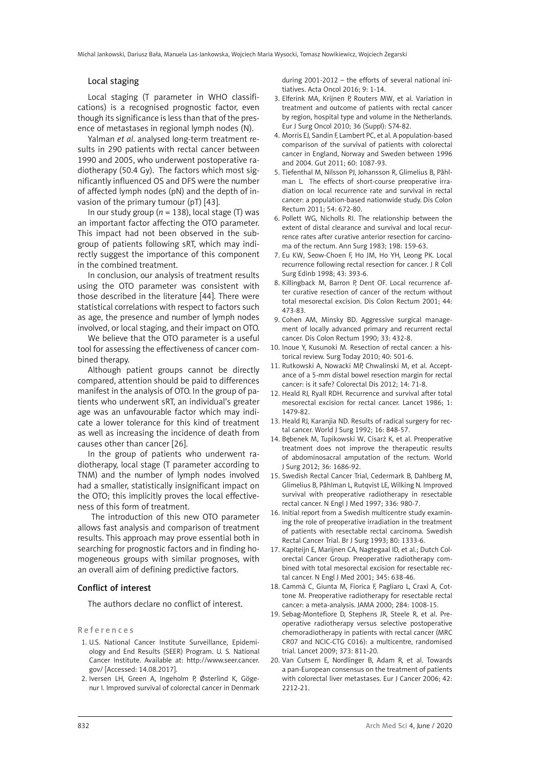## Local staging

Local staging (T parameter in WHO classifications) is a recognised prognostic factor, even though its significance is less than that of the presence of metastases in regional lymph nodes (N).

Yalman *et al.* analysed long-term treatment results in 290 patients with rectal cancer between 1990 and 2005, who underwent postoperative radiotherapy (50.4 Gy). The factors which most significantly influenced OS and DFS were the number of affected lymph nodes (pN) and the depth of invasion of the primary tumour (pT) [43].

In our study group ($n$ = 138), local stage (T) was an important factor affecting the OTO parameter. This impact had not been observed in the subgroup of patients following sRT, which may indirectly suggest the importance of this component in the combined treatment.

In conclusion, our analysis of treatment results using the OTO parameter was consistent with those described in the literature [44]. There were statistical correlations with respect to factors such as age, the presence and number of lymph nodes involved, or local staging, and their impact on OTO.

We believe that the OTO parameter is a useful tool for assessing the effectiveness of cancer combined therapy.

Although patient groups cannot be directly compared, attention should be paid to differences manifest in the analysis of OTO. In the group of patients who underwent sRT, an individual's greater age was an unfavourable factor which may indicate a lower tolerance for this kind of treatment as well as increasing the incidence of death from causes other than cancer [26].

In the group of patients who underwent radiotherapy, local stage (T parameter according to TNM) and the number of lymph nodes involved had a smaller, statistically insignificant impact on the OTO; this implicitly proves the local effectiveness of this form of treatment.

The introduction of this new OTO parameter allows fast analysis and comparison of treatment results. This approach may prove essential both in searching for prognostic factors and in finding homogeneous groups with similar prognoses, with an overall aim of defining predictive factors.

## Conflict of interest

The authors declare no conflict of interest.

## References

1. U.S. National Cancer Institute Surveillance, Epidemiology and End Results (SEER) Program. U. S. National Cancer Institute. Available at: http://www.seer.cancer.gov/ [Accessed: 14.08.2017].
2. Iversen LH, Green A, Ingeholm P, Østerlind K, Gögenur I. Improved survival of colorectal cancer in Denmark during 2001-2012 – the efforts of several national initiatives. Acta Oncol 2016; 9: 1-14.
3. Elferink MA, Krijnen P, Routers MW, et al. Variation in treatment and outcome of patients with rectal cancer by region, hospital type and volume in the Netherlands. Eur J Surg Oncol 2010; 36 (Suppl): S74-82.
4. Morris EJ, Sandin F, Lambert PC, et al. A population-based comparison of the survival of patients with colorectal cancer in England, Norway and Sweden between 1996 and 2004. Gut 2011; 60: 1087-93.
5. Tiefenthal M, Nilsson PJ, Johansson R, Glimelius B, Påhlman L. The effects of short-course preoperative irradiation on local recurrence rate and survival in rectal cancer: a population-based nationwide study. Dis Colon Rectum 2011; 54: 672-80.
6. Pollett WG, Nicholls RI. The relationship between the extent of distal clearance and survival and local recurrence rates after curative anterior resection for carcinoma of the rectum. Ann Surg 1983; 198: 159-63.
7. Eu KW, Seow-Choen F, Ho JM, Ho YH, Leong PK. Local recurrence following rectal resection for cancer. J R Coll Surg Edinb 1998; 43: 393-6.
8. Killingback M, Barron P, Dent OF. Local recurrence after curative resection of cancer of the rectum without total mesorectal excision. Dis Colon Rectum 2001; 44: 473-83.
9. Cohen AM, Minsky BD. Aggressive surgical management of locally advanced primary and recurrent rectal cancer. Dis Colon Rectum 1990; 33: 432-8.
10. Inoue Y, Kusunoki M. Resection of rectal cancer: a historical review. Surg Today 2010; 40: 501-6.
11. Rutkowski A, Nowacki MP, Chwalinski M, et al. Acceptance of a 5-mm distal bowel resection margin for rectal cancer: is it safe? Colorectal Dis 2012; 14: 71-8.
12. Heald RJ, Ryall RDH. Recurrence and survival after total mesorectal excision for rectal cancer. Lancet 1986; 1: 1479-82.
13. Heald RJ, Karanjia ND. Results of radical surgery for rectal cancer. World J Surg 1992; 16: 848-57.
14. Bębenek M, Tupikowski W, Cisarż K, et al. Preoperative treatment does not improve the therapeutic results of abdominosacral amputation of the rectum. World J Surg 2012; 36: 1686-92.
15. Swedish Rectal Cancer Trial, Cedermark B, Dahlberg M, Glimelius B, Påhlman L, Rutqvist LE, Wilking N. Improved survival with preoperative radiotherapy in resectable rectal cancer. N Engl J Med 1997; 336: 980-7.
16. Initial report from a Swedish multicentre study examining the role of preoperative irradiation in the treatment of patients with resectable rectal carcinoma. Swedish Rectal Cancer Trial. Br J Surg 1993; 80: 1333-6.
17. Kapiteijn E, Marijnen CA, Nagtegaal ID, et al.; Dutch Colorectal Cancer Group. Preoperative radiotherapy combined with total mesorectal excision for resectable rectal cancer. N Engl J Med 2001; 345: 638-46.
18. Cammà C, Giunta M, Fiorica F, Pagliaro L, Craxì A, Cottone M. Preoperative radiotherapy for resectable rectal cancer: a meta-analysis. JAMA 2000; 284: 1008-15.
19. Sebag-Montefiore D, Stephens JR, Steele R, et al. Preoperative radiotherapy versus selective postoperative chemoradiotherapy in patients with rectal cancer (MRC CR07 and NCIC-CTG C016): a multicentre, randomised trial. Lancet 2009; 373: 811-20.
20. Van Cutsem E, Nordlinger B, Adam R, et al. Towards a pan-European consensus on the treatment of patients with colorectal liver metastases. Eur J Cancer 2006; 42: 2212-21.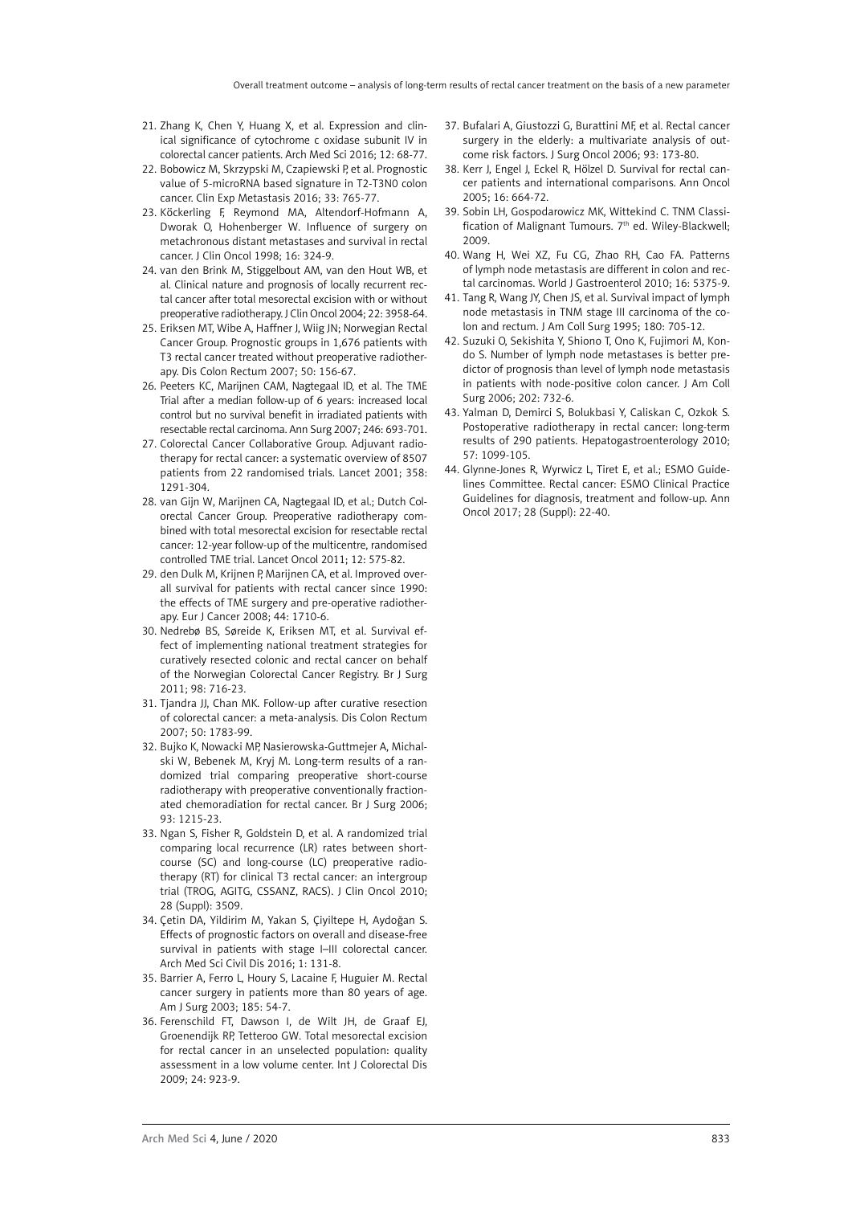21. Zhang K, Chen Y, Huang X, et al. Expression and clinical significance of cytochrome c oxidase subunit IV in colorectal cancer patients. Arch Med Sci 2016; 12: 68-77.
22. Bobowicz M, Skrzypski M, Czapiewski P, et al. Prognostic value of 5-microRNA based signature in T2-T3N0 colon cancer. Clin Exp Metastasis 2016; 33: 765-77.
23. Köckerling F, Reymond MA, Altendorf-Hofmann A, Dworak O, Hohenberger W. Influence of surgery on metachronous distant metastases and survival in rectal cancer. J Clin Oncol 1998; 16: 324-9.
24. van den Brink M, Stiggelbout AM, van den Hout WB, et al. Clinical nature and prognosis of locally recurrent rectal cancer after total mesorectal excision with or without preoperative radiotherapy. J Clin Oncol 2004; 22: 3958-64.
25. Eriksen MT, Wibe A, Haffner J, Wiig JN; Norwegian Rectal Cancer Group. Prognostic groups in 1,676 patients with T3 rectal cancer treated without preoperative radiotherapy. Dis Colon Rectum 2007; 50: 156-67.
26. Peeters KC, Marijnen CAM, Nagtegaal ID, et al. The TME Trial after a median follow-up of 6 years: increased local control but no survival benefit in irradiated patients with resectable rectal carcinoma. Ann Surg 2007; 246: 693-701.
27. Colorectal Cancer Collaborative Group. Adjuvant radiotherapy for rectal cancer: a systematic overview of 8507 patients from 22 randomised trials. Lancet 2001; 358: 1291-304.
28. van Gijn W, Marijnen CA, Nagtegaal ID, et al.; Dutch Colorectal Cancer Group. Preoperative radiotherapy combined with total mesorectal excision for resectable rectal cancer: 12-year follow-up of the multicentre, randomised controlled TME trial. Lancet Oncol 2011; 12: 575-82.
29. den Dulk M, Krijnen P, Marijnen CA, et al. Improved overall survival for patients with rectal cancer since 1990: the effects of TME surgery and pre-operative radiotherapy. Eur J Cancer 2008; 44: 1710-6.
30. Nedrebø BS, Søreide K, Eriksen MT, et al. Survival effect of implementing national treatment strategies for curatively resected colonic and rectal cancer on behalf of the Norwegian Colorectal Cancer Registry. Br J Surg 2011; 98: 716-23.
31. Tjandra JJ, Chan MK. Follow-up after curative resection of colorectal cancer: a meta-analysis. Dis Colon Rectum 2007; 50: 1783-99.
32. Bujko K, Nowacki MP, Nasierowska-Guttmejer A, Michalski W, Bebenek M, Kryj M. Long-term results of a randomized trial comparing preoperative short-course radiotherapy with preoperative conventionally fractionated chemoradiation for rectal cancer. Br J Surg 2006; 93: 1215-23.
33. Ngan S, Fisher R, Goldstein D, et al. A randomized trial comparing local recurrence (LR) rates between short-course (SC) and long-course (LC) preoperative radiotherapy (RT) for clinical T3 rectal cancer: an intergroup trial (TROG, AGITG, CSSANZ, RACS). J Clin Oncol 2010; 28 (Suppl): 3509.
34. Çetin DA, Yildirim M, Yakan S, Çiyiltepe H, Aydoğan S. Effects of prognostic factors on overall and disease-free survival in patients with stage I–III colorectal cancer. Arch Med Sci Civil Dis 2016; 1: 131-8.
35. Barrier A, Ferro L, Houry S, Lacaine F, Huguier M. Rectal cancer surgery in patients more than 80 years of age. Am J Surg 2003; 185: 54-7.
36. Ferenschild FT, Dawson I, de Wilt JH, de Graaf EJ, Groenendijk RP, Tetteroo GW. Total mesorectal excision for rectal cancer in an unselected population: quality assessment in a low volume center. Int J Colorectal Dis 2009; 24: 923-9.
37. Bufalari A, Giustozzi G, Burattini MF, et al. Rectal cancer surgery in the elderly: a multivariate analysis of outcome risk factors. J Surg Oncol 2006; 93: 173-80.
38. Kerr J, Engel J, Eckel R, Hölzel D. Survival for rectal cancer patients and international comparisons. Ann Oncol 2005; 16: 664-72.
39. Sobin LH, Gospodarowicz MK, Wittekind C. TNM Classification of Malignant Tumours. 7th ed. Wiley-Blackwell; 2009.
40. Wang H, Wei XZ, Fu CG, Zhao RH, Cao FA. Patterns of lymph node metastasis are different in colon and rectal carcinomas. World J Gastroenterol 2010; 16: 5375-9.
41. Tang R, Wang JY, Chen JS, et al. Survival impact of lymph node metastasis in TNM stage III carcinoma of the colon and rectum. J Am Coll Surg 1995; 180: 705-12.
42. Suzuki O, Sekishita Y, Shiono T, Ono K, Fujimori M, Kondo S. Number of lymph node metastases is better predictor of prognosis than level of lymph node metastasis in patients with node-positive colon cancer. J Am Coll Surg 2006; 202: 732-6.
43. Yalman D, Demirci S, Bolukbasi Y, Caliskan C, Ozkok S. Postoperative radiotherapy in rectal cancer: long-term results of 290 patients. Hepatogastroenterology 2010; 57: 1099-105.
44. Glynne-Jones R, Wyrwicz L, Tiret E, et al.; ESMO Guidelines Committee. Rectal cancer: ESMO Clinical Practice Guidelines for diagnosis, treatment and follow-up. Ann Oncol 2017; 28 (Suppl): 22-40.